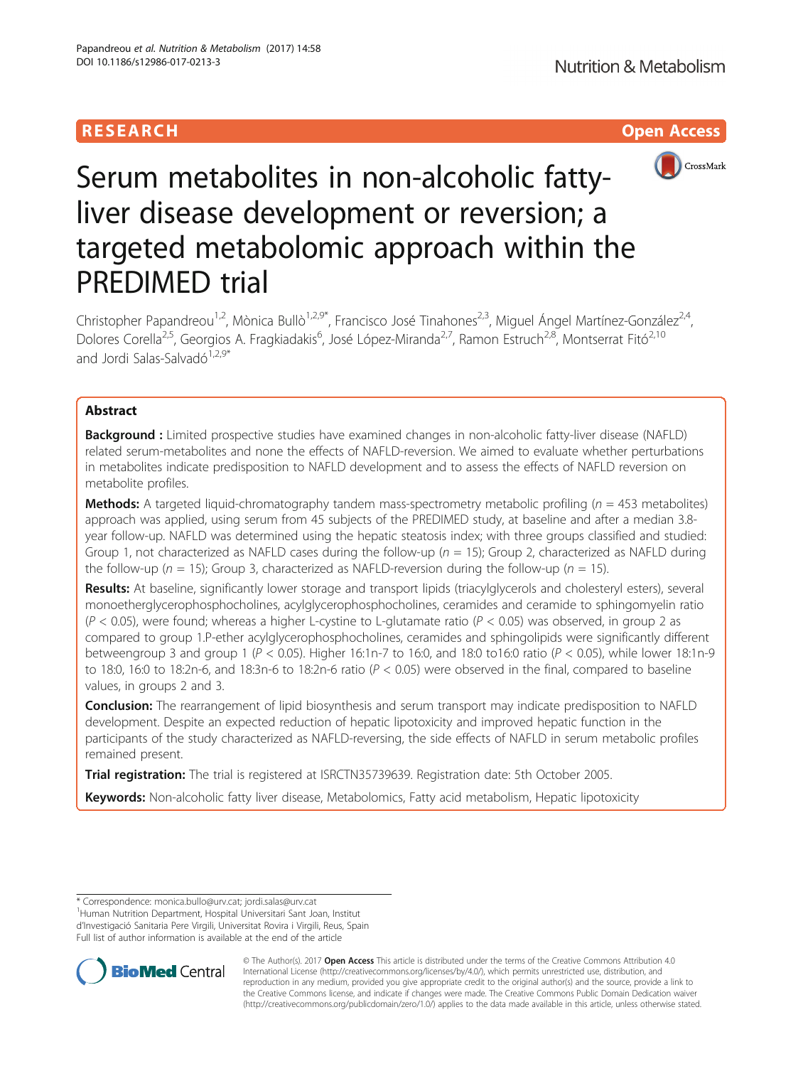RESEARCH Open Access

# Serum metabolites in non-alcoholic fatty-liver disease development or reversion; a targeted metabolomic approach within the PREDIMED trial

Christopher Papandreou[1,2], Mònica Bullò[1,2,9*], Francisco José Tinahones[2,3], Miguel Ángel Martínez-González[2,4], Dolores Corella[2,5], Georgios A. Fragkiadakis[6], José López-Miranda[2,7], Ramon Estruch[2,8], Montserrat Fitó[2,10] and Jordi Salas-Salvadó[1,2,9*]

## Abstract

**Background :** Limited prospective studies have examined changes in non-alcoholic fatty-liver disease (NAFLD) related serum-metabolites and none the effects of NAFLD-reversion. We aimed to evaluate whether perturbations in metabolites indicate predisposition to NAFLD development and to assess the effects of NAFLD reversion on metabolite profiles.

**Methods:** A targeted liquid-chromatography tandem mass-spectrometry metabolic profiling ($n$ = 453 metabolites) approach was applied, using serum from 45 subjects of the PREDIMED study, at baseline and after a median 3.8-year follow-up. NAFLD was determined using the hepatic steatosis index; with three groups classified and studied: Group 1, not characterized as NAFLD cases during the follow-up ($n$ = 15); Group 2, characterized as NAFLD during the follow-up ($n$ = 15); Group 3, characterized as NAFLD-reversion during the follow-up ($n$ = 15).

**Results:** At baseline, significantly lower storage and transport lipids (triacylglycerols and cholesteryl esters), several monoetherglycerophosphocholines, acylglycerophosphocholines, ceramides and ceramide to sphingomyelin ratio ($P$ < 0.05), were found; whereas a higher L-cystine to L-glutamate ratio ($P$ < 0.05) was observed, in group 2 as compared to group 1.P-ether acylglycerophosphocholines, ceramides and sphingolipids were significantly different betweengroup 3 and group 1 ($P$ < 0.05). Higher 16:1n-7 to 16:0, and 18:0 to16:0 ratio ($P$ < 0.05), while lower 18:1n-9 to 18:0, 16:0 to 18:2n-6, and 18:3n-6 to 18:2n-6 ratio ($P$ < 0.05) were observed in the final, compared to baseline values, in groups 2 and 3.

**Conclusion:** The rearrangement of lipid biosynthesis and serum transport may indicate predisposition to NAFLD development. Despite an expected reduction of hepatic lipotoxicity and improved hepatic function in the participants of the study characterized as NAFLD-reversing, the side effects of NAFLD in serum metabolic profiles remained present.

**Trial registration:** The trial is registered at ISRCTN35739639. Registration date: 5th October 2005.

**Keywords:** Non-alcoholic fatty liver disease, Metabolomics, Fatty acid metabolism, Hepatic lipotoxicity

\* Correspondence: monica.bullo@urv.cat; jordi.salas@urv.cat
[1]Human Nutrition Department, Hospital Universitari Sant Joan, Institut d'Investigació Sanitaria Pere Virgili, Universitat Rovira i Virgili, Reus, Spain
Full list of author information is available at the end of the article

© The Author(s). 2017 **Open Access** This article is distributed under the terms of the Creative Commons Attribution 4.0 International License (http://creativecommons.org/licenses/by/4.0/), which permits unrestricted use, distribution, and reproduction in any medium, provided you give appropriate credit to the original author(s) and the source, provide a link to the Creative Commons license, and indicate if changes were made. The Creative Commons Public Domain Dedication waiver (http://creativecommons.org/publicdomain/zero/1.0/) applies to the data made available in this article, unless otherwise stated.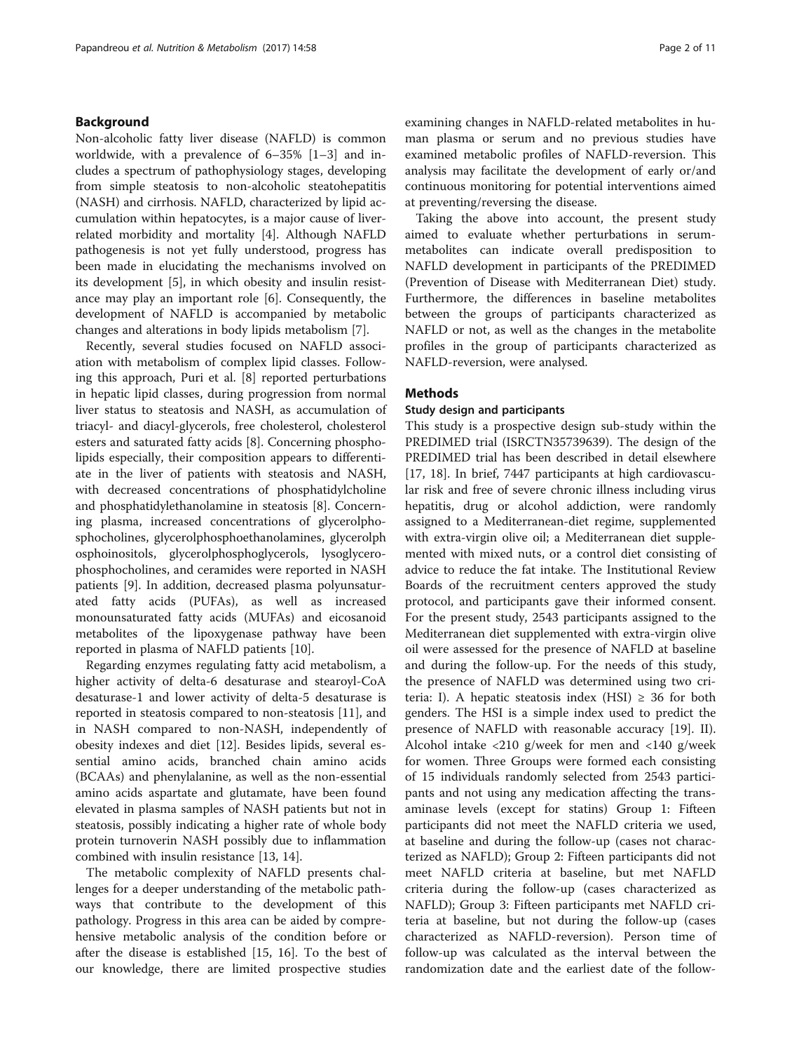## Background

Non-alcoholic fatty liver disease (NAFLD) is common worldwide, with a prevalence of 6–35% [1–3] and includes a spectrum of pathophysiology stages, developing from simple steatosis to non-alcoholic steatohepatitis (NASH) and cirrhosis. NAFLD, characterized by lipid accumulation within hepatocytes, is a major cause of liver-related morbidity and mortality [4]. Although NAFLD pathogenesis is not yet fully understood, progress has been made in elucidating the mechanisms involved on its development [5], in which obesity and insulin resistance may play an important role [6]. Consequently, the development of NAFLD is accompanied by metabolic changes and alterations in body lipids metabolism [7].

Recently, several studies focused on NAFLD association with metabolism of complex lipid classes. Following this approach, Puri et al. [8] reported perturbations in hepatic lipid classes, during progression from normal liver status to steatosis and NASH, as accumulation of triacyl- and diacyl-glycerols, free cholesterol, cholesterol esters and saturated fatty acids [8]. Concerning phospholipids especially, their composition appears to differentiate in the liver of patients with steatosis and NASH, with decreased concentrations of phosphatidylcholine and phosphatidylethanolamine in steatosis [8]. Concerning plasma, increased concentrations of glycerolphosphocholines, glycerolphosphoethanolamines, glycerolphosphoinositols, glycerolphosphoglycerols, lysoglycerophosphocholines, and ceramides were reported in NASH patients [9]. In addition, decreased plasma polyunsaturated fatty acids (PUFAs), as well as increased monounsaturated fatty acids (MUFAs) and eicosanoid metabolites of the lipoxygenase pathway have been reported in plasma of NAFLD patients [10].

Regarding enzymes regulating fatty acid metabolism, a higher activity of delta-6 desaturase and stearoyl-CoA desaturase-1 and lower activity of delta-5 desaturase is reported in steatosis compared to non-steatosis [11], and in NASH compared to non-NASH, independently of obesity indexes and diet [12]. Besides lipids, several essential amino acids, branched chain amino acids (BCAAs) and phenylalanine, as well as the non-essential amino acids aspartate and glutamate, have been found elevated in plasma samples of NASH patients but not in steatosis, possibly indicating a higher rate of whole body protein turnoverin NASH possibly due to inflammation combined with insulin resistance [13, 14].

The metabolic complexity of NAFLD presents challenges for a deeper understanding of the metabolic pathways that contribute to the development of this pathology. Progress in this area can be aided by comprehensive metabolic analysis of the condition before or after the disease is established [15, 16]. To the best of our knowledge, there are limited prospective studies examining changes in NAFLD-related metabolites in human plasma or serum and no previous studies have examined metabolic profiles of NAFLD-reversion. This analysis may facilitate the development of early or/and continuous monitoring for potential interventions aimed at preventing/reversing the disease.

Taking the above into account, the present study aimed to evaluate whether perturbations in serum-metabolites can indicate overall predisposition to NAFLD development in participants of the PREDIMED (Prevention of Disease with Mediterranean Diet) study. Furthermore, the differences in baseline metabolites between the groups of participants characterized as NAFLD or not, as well as the changes in the metabolite profiles in the group of participants characterized as NAFLD-reversion, were analysed.

## Methods

### Study design and participants

This study is a prospective design sub-study within the PREDIMED trial (ISRCTN35739639). The design of the PREDIMED trial has been described in detail elsewhere [17, 18]. In brief, 7447 participants at high cardiovascular risk and free of severe chronic illness including virus hepatitis, drug or alcohol addiction, were randomly assigned to a Mediterranean-diet regime, supplemented with extra-virgin olive oil; a Mediterranean diet supplemented with mixed nuts, or a control diet consisting of advice to reduce the fat intake. The Institutional Review Boards of the recruitment centers approved the study protocol, and participants gave their informed consent. For the present study, 2543 participants assigned to the Mediterranean diet supplemented with extra-virgin olive oil were assessed for the presence of NAFLD at baseline and during the follow-up. For the needs of this study, the presence of NAFLD was determined using two criteria: I). A hepatic steatosis index (HSI) $\geq$ 36 for both genders. The HSI is a simple index used to predict the presence of NAFLD with reasonable accuracy [19]. II). Alcohol intake <210 g/week for men and <140 g/week for women. Three Groups were formed each consisting of 15 individuals randomly selected from 2543 participants and not using any medication affecting the transaminase levels (except for statins) Group 1: Fifteen participants did not meet the NAFLD criteria we used, at baseline and during the follow-up (cases not characterized as NAFLD); Group 2: Fifteen participants did not meet NAFLD criteria at baseline, but met NAFLD criteria during the follow-up (cases characterized as NAFLD); Group 3: Fifteen participants met NAFLD criteria at baseline, but not during the follow-up (cases characterized as NAFLD-reversion). Person time of follow-up was calculated as the interval between the randomization date and the earliest date of the follow-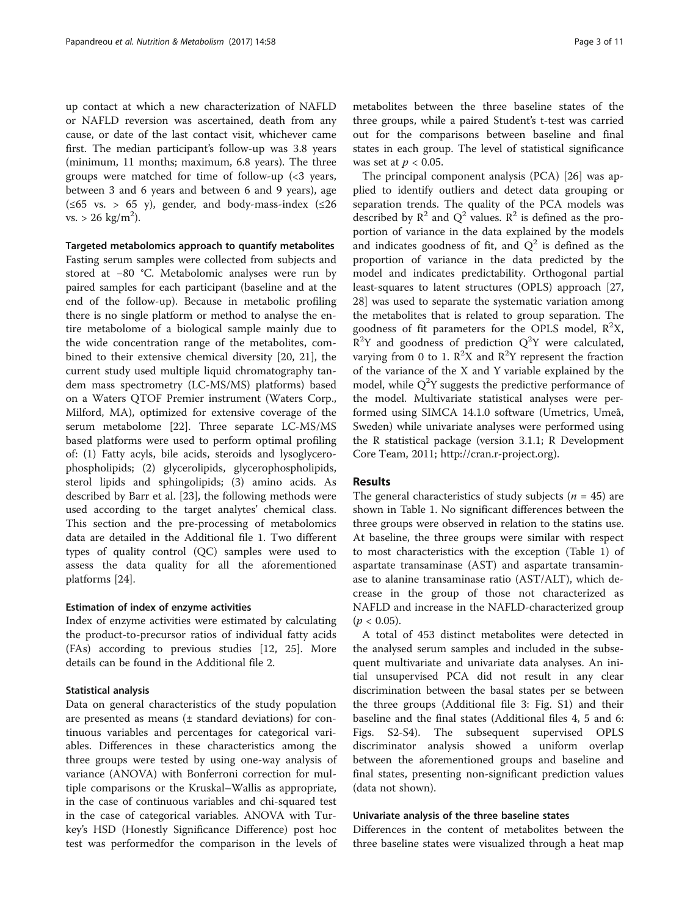up contact at which a new characterization of NAFLD or NAFLD reversion was ascertained, death from any cause, or date of the last contact visit, whichever came first. The median participant's follow-up was 3.8 years (minimum, 11 months; maximum, 6.8 years). The three groups were matched for time of follow-up (<3 years, between 3 and 6 years and between 6 and 9 years), age (≤65 vs. > 65 y), gender, and body-mass-index (≤26 vs. > 26 kg/m$^2$).

#### Targeted metabolomics approach to quantify metabolites

Fasting serum samples were collected from subjects and stored at −80 °C. Metabolomic analyses were run by paired samples for each participant (baseline and at the end of the follow-up). Because in metabolic profiling there is no single platform or method to analyse the entire metabolome of a biological sample mainly due to the wide concentration range of the metabolites, combined to their extensive chemical diversity [20, 21], the current study used multiple liquid chromatography tandem mass spectrometry (LC-MS/MS) platforms) based on a Waters QTOF Premier instrument (Waters Corp., Milford, MA), optimized for extensive coverage of the serum metabolome [22]. Three separate LC-MS/MS based platforms were used to perform optimal profiling of: (1) Fatty acyls, bile acids, steroids and lysoglycerophospholipids; (2) glycerolipids, glycerophospholipids, sterol lipids and sphingolipids; (3) amino acids. As described by Barr et al. [23], the following methods were used according to the target analytes' chemical class. This section and the pre-processing of metabolomics data are detailed in the Additional file 1. Two different types of quality control (QC) samples were used to assess the data quality for all the aforementioned platforms [24].

#### Estimation of index of enzyme activities

Index of enzyme activities were estimated by calculating the product-to-precursor ratios of individual fatty acids (FAs) according to previous studies [12, 25]. More details can be found in the Additional file 2.

#### Statistical analysis

Data on general characteristics of the study population are presented as means (± standard deviations) for continuous variables and percentages for categorical variables. Differences in these characteristics among the three groups were tested by using one-way analysis of variance (ANOVA) with Bonferroni correction for multiple comparisons or the Kruskal–Wallis as appropriate, in the case of continuous variables and chi-squared test in the case of categorical variables. ANOVA with Turkey's HSD (Honestly Significance Difference) post hoc test was performedfor the comparison in the levels of metabolites between the three baseline states of the three groups, while a paired Student's t-test was carried out for the comparisons between baseline and final states in each group. The level of statistical significance was set at $p < 0.05$.

The principal component analysis (PCA) [26] was applied to identify outliers and detect data grouping or separation trends. The quality of the PCA models was described by $R^2$ and $Q^2$ values. $R^2$ is defined as the proportion of variance in the data explained by the models and indicates goodness of fit, and $Q^2$ is defined as the proportion of variance in the data predicted by the model and indicates predictability. Orthogonal partial least-squares to latent structures (OPLS) approach [27, 28] was used to separate the systematic variation among the metabolites that is related to group separation. The goodness of fit parameters for the OPLS model, $R^2X$, $R^2Y$ and goodness of prediction $Q^2Y$ were calculated, varying from 0 to 1. $R^2X$ and $R^2Y$ represent the fraction of the variance of the X and Y variable explained by the model, while $Q^2Y$ suggests the predictive performance of the model. Multivariate statistical analyses were performed using SIMCA 14.1.0 software (Umetrics, Umeå, Sweden) while univariate analyses were performed using the R statistical package (version 3.1.1; R Development Core Team, 2011; http://cran.r-project.org).

## Results

The general characteristics of study subjects ($n = 45$) are shown in Table 1. No significant differences between the three groups were observed in relation to the statins use. At baseline, the three groups were similar with respect to most characteristics with the exception (Table 1) of aspartate transaminase (AST) and aspartate transaminase to alanine transaminase ratio (AST/ALT), which decrease in the group of those not characterized as NAFLD and increase in the NAFLD-characterized group ($p < 0.05$).

A total of 453 distinct metabolites were detected in the analysed serum samples and included in the subsequent multivariate and univariate data analyses. An initial unsupervised PCA did not result in any clear discrimination between the basal states per se between the three groups (Additional file 3: Fig. S1) and their baseline and the final states (Additional files 4, 5 and 6: Figs. S2-S4). The subsequent supervised OPLS discriminator analysis showed a uniform overlap between the aforementioned groups and baseline and final states, presenting non-significant prediction values (data not shown).

#### Univariate analysis of the three baseline states

Differences in the content of metabolites between the three baseline states were visualized through a heat map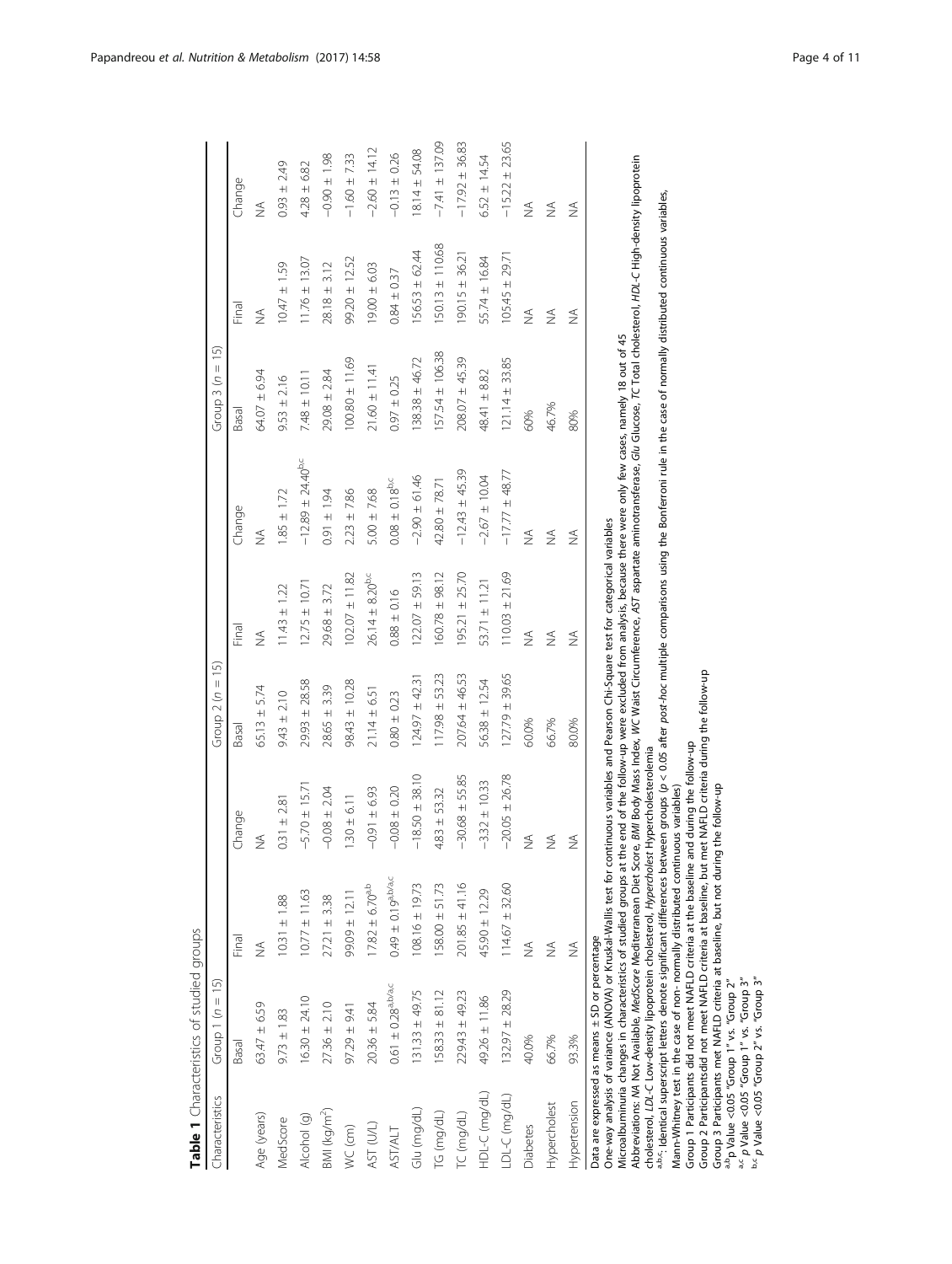**Table 1** Characteristics of studied groups

| Characteristics | Group 1 ($n$ = 15) | | | Group 2 ($n$ = 15) | | | Group 3 ($n$ = 15) | | |
|---|---|---|---|---|---|---|---|---|---|
| | Basal | Final | Change | Basal | Final | Change | Basal | Final | Change |
| Age (years) | 63.47 ± 6.59 | NA | NA | 65.13 ± 5.74 | NA | NA | 64.07 ± 6.94 | NA | NA |
| MedScore | 9.73 ± 1.83 | 10.31 ± 1.88 | 0.31 ± 2.81 | 9.43 ± 2.10 | 11.43 ± 1.22 | 1.85 ± 1.72 | 9.53 ± 2.16 | 10.47 ± 1.59 | 0.93 ± 2.49 |
| Alcohol (g) | 16.30 ± 24.10 | 10.77 ± 11.63 | −5.70 ± 15.71 | 29.93 ± 28.58 | 12.75 ± 10.71 | −12.89 ± 24.40[b,c] | 7.48 ± 10.11 | 11.76 ± 13.07 | 4.28 ± 6.82 |
| BMI (kg/m$^2$) | 27.36 ± 2.10 | 27.21 ± 3.38 | −0.08 ± 2.04 | 28.65 ± 3.39 | 29.68 ± 3.72 | 0.91 ± 1.94 | 29.08 ± 2.84 | 28.18 ± 3.12 | −0.90 ± 1.98 |
| WC (cm) | 97.29 ± 9.41 | 99.09 ± 12.11 | 1.30 ± 6.11 | 98.43 ± 10.28 | 102.07 ± 11.82 | 2.23 ± 7.86 | 100.80 ± 11.69 | 99.20 ± 12.52 | −1.60 ± 7.33 |
| AST (U/L) | 20.36 ± 5.84 | 17.82 ± 6.70[a,b] | −0.91 ± 6.93 | 21.14 ± 6.51 | 26.14 ± 8.20[b,c] | 5.00 ± 7.68 | 21.60 ± 11.41 | 19.00 ± 6.03 | −2.60 ± 14.12 |
| AST/ALT | 0.61 ± 0.28[a,b/a,c] | 0.49 ± 0.19[a,b/a,c] | −0.08 ± 0.20 | 0.80 ± 0.23 | 0.88 ± 0.16 | 0.08 ± 0.18[b,c] | 0.97 ± 0.25 | 0.84 ± 0.37 | −0.13 ± 0.26 |
| Glu (mg/dL) | 131.33 ± 49.75 | 108.16 ± 19.73 | −18.50 ± 38.10 | 124.97 ± 42.31 | 122.07 ± 59.13 | −2.90 ± 61.46 | 138.38 ± 46.72 | 156.53 ± 62.44 | 18.14 ± 54.08 |
| TG (mg/dL) | 158.33 ± 81.12 | 158.00 ± 51.73 | 4.83 ± 53.32 | 117.98 ± 53.23 | 160.78 ± 98.12 | 42.80 ± 78.71 | 157.54 ± 106.38 | 150.13 ± 110.68 | −7.41 ± 137.09 |
| TC (mg/dL) | 229.43 ± 49.23 | 201.85 ± 41.16 | −30.68 ± 55.85 | 207.64 ± 46.53 | 195.21 ± 25.70 | −12.43 ± 45.39 | 208.07 ± 45.39 | 190.15 ± 36.21 | −17.92 ± 36.83 |
| HDL-C (mg/dL) | 49.26 ± 11.86 | 45.90 ± 12.29 | −3.32 ± 10.33 | 56.38 ± 12.54 | 53.71 ± 11.21 | −2.67 ± 10.04 | 48.41 ± 8.82 | 55.74 ± 16.84 | 6.52 ± 14.54 |
| LDL-C (mg/dL) | 132.97 ± 28.29 | 114.67 ± 32.60 | −20.05 ± 26.78 | 127.79 ± 39.65 | 110.03 ± 21.69 | −17.77 ± 48.77 | 121.14 ± 33.85 | 105.45 ± 29.71 | −15.22 ± 23.65 |
| Diabetes | 40.0% | NA | NA | 60.0% | NA | NA | 60% | NA | NA |
| Hypercholest | 66.7% | NA | NA | 66.7% | NA | NA | 46.7% | NA | NA |
| Hypertension | 93.3% | NA | NA | 80.0% | NA | NA | 80% | NA | NA |

Data are expressed as means ± SD or percentage

One-way analysis of variance (ANOVA) or Kruskal-Wallis test for continuous variables and Pearson Chi-Square test for categorical variables

Microalbuminuria changes in characteristics of studied groups at the end of the follow-up were excluded from analysis, because there were only few cases, namely 18 out of 45

Abbreviations: *NA* Not Available, *MedScore* Mediterranean Diet Score, *BMI* Body Mass Index, *WC* Waist Circumference, *AST* aspartate aminotransferase, *Glu* Glucose, *TC* Total cholesterol, *HDL-C* High-density lipoprotein cholesterol, *LDL-C* Low-density lipoprotein cholesterol, *Hypercholest* Hypercholesterolemia

[a,b,c]: Identical superscript letters denote significant differences between groups ($p$ < 0.05 after *post-hoc* multiple comparisons using the Bonferroni rule in the case of normally distributed continuous variables, Mann-Whitney test in the case of non- normally distributed continuous variables)

Group 1 Participants did not meet NAFLD criteria at the baseline and during the follow-up

Group 2 Participantsdid not meet NAFLD criteria at baseline, but met NAFLD criteria during the follow-up

Group 3 Participants met NAFLD criteria at baseline, but not during the follow-up

[a,b]$p$ Value <0.05 "Group 1" vs. "Group 2"

[a,c] $p$ Value <0.05 "Group 1" vs. "Group 3"

[b,c] $p$ Value <0.05 "Group 2" vs. "Group 3"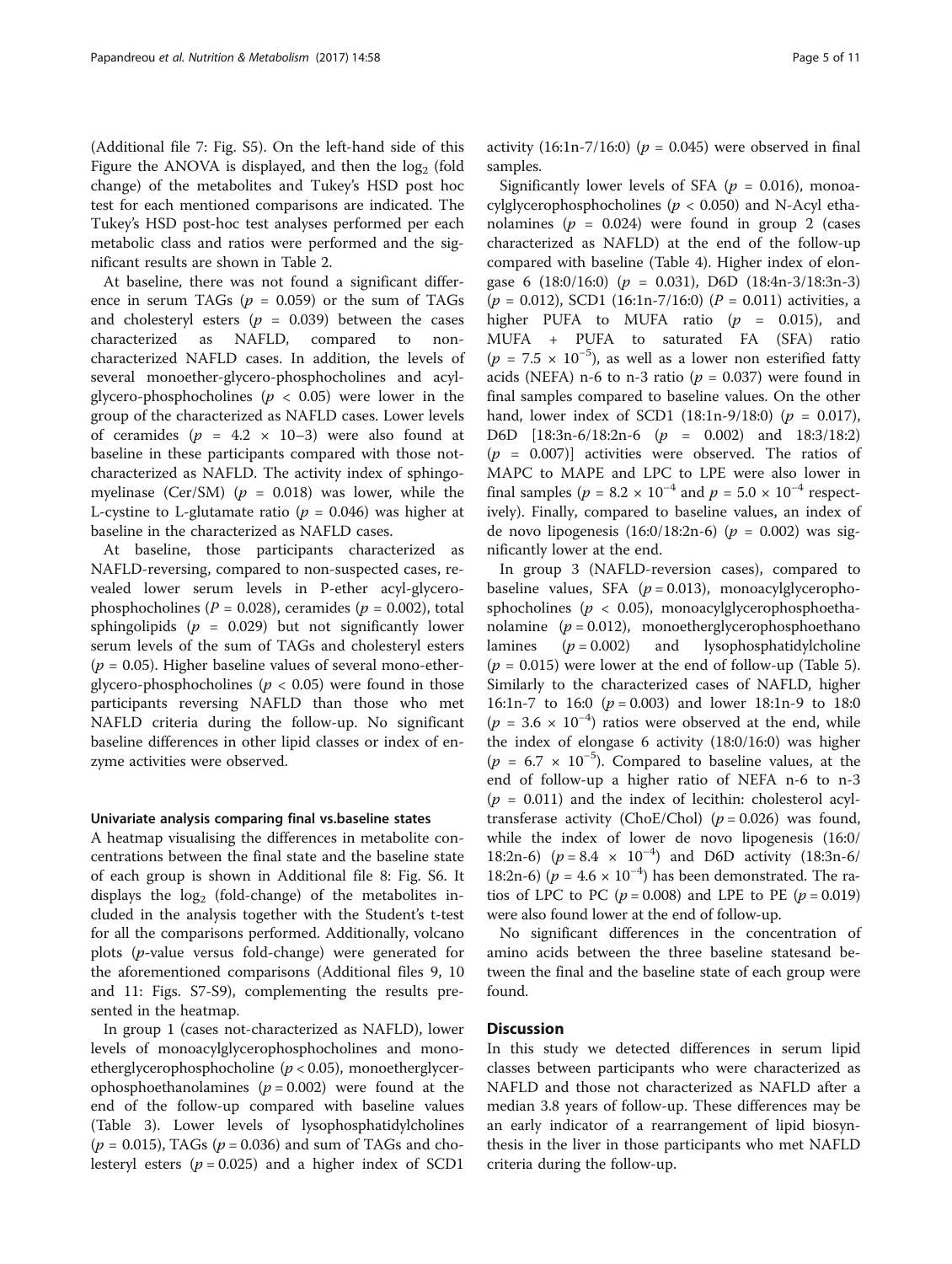(Additional file 7: Fig. S5). On the left-hand side of this Figure the ANOVA is displayed, and then the $\log_2$ (fold change) of the metabolites and Tukey's HSD post hoc test for each mentioned comparisons are indicated. The Tukey's HSD post-hoc test analyses performed per each metabolic class and ratios were performed and the significant results are shown in Table 2.

At baseline, there was not found a significant difference in serum TAGs ($p$ = 0.059) or the sum of TAGs and cholesteryl esters ($p$ = 0.039) between the cases characterized as NAFLD, compared to non-characterized NAFLD cases. In addition, the levels of several monoether-glycero-phosphocholines and acyl-glycero-phosphocholines ($p$ < 0.05) were lower in the group of the characterized as NAFLD cases. Lower levels of ceramides ($p = 4.2 \times 10{-}3$) were also found at baseline in these participants compared with those not-characterized as NAFLD. The activity index of sphingomyelinase (Cer/SM) ($p$ = 0.018) was lower, while the L-cystine to L-glutamate ratio ($p$ = 0.046) was higher at baseline in the characterized as NAFLD cases.

At baseline, those participants characterized as NAFLD-reversing, compared to non-suspected cases, revealed lower serum levels in P-ether acyl-glycero-phosphocholines ($P$ = 0.028), ceramides ($p$ = 0.002), total sphingolipids ($p$ = 0.029) but not significantly lower serum levels of the sum of TAGs and cholesteryl esters ($p$ = 0.05). Higher baseline values of several mono-ether-glycero-phosphocholines ($p$ < 0.05) were found in those participants reversing NAFLD than those who met NAFLD criteria during the follow-up. No significant baseline differences in other lipid classes or index of enzyme activities were observed.

#### Univariate analysis comparing final vs.baseline states

A heatmap visualising the differences in metabolite concentrations between the final state and the baseline state of each group is shown in Additional file 8: Fig. S6. It displays the $\log_2$ (fold-change) of the metabolites included in the analysis together with the Student's t-test for all the comparisons performed. Additionally, volcano plots ($p$-value versus fold-change) were generated for the aforementioned comparisons (Additional files 9, 10 and 11: Figs. S7-S9), complementing the results presented in the heatmap.

In group 1 (cases not-characterized as NAFLD), lower levels of monoacylglycerophosphocholines and monoetherglycerophosphocholine ($p$ < 0.05), monoetherglycerophosphoethanolamines ($p$ = 0.002) were found at the end of the follow-up compared with baseline values (Table 3). Lower levels of lysophosphatidylcholines ($p$ = 0.015), TAGs ($p$ = 0.036) and sum of TAGs and cholesteryl esters ($p$ = 0.025) and a higher index of SCD1 activity (16:1n-7/16:0) ($p$ = 0.045) were observed in final samples.

Significantly lower levels of SFA ($p$ = 0.016), monoacylglycerophosphocholines ($p$ < 0.050) and N-Acyl ethanolamines ($p$ = 0.024) were found in group 2 (cases characterized as NAFLD) at the end of the follow-up compared with baseline (Table 4). Higher index of elongase 6 (18:0/16:0) ($p$ = 0.031), D6D (18:4n-3/18:3n-3) ($p$ = 0.012), SCD1 (16:1n-7/16:0) ($P$ = 0.011) activities, a higher PUFA to MUFA ratio ($p$ = 0.015), and MUFA + PUFA to saturated FA (SFA) ratio ($p = 7.5 \times 10^{-5}$), as well as a lower non esterified fatty acids (NEFA) n-6 to n-3 ratio ($p$ = 0.037) were found in final samples compared to baseline values. On the other hand, lower index of SCD1 (18:1n-9/18:0) ($p$ = 0.017), D6D [18:3n-6/18:2n-6 ($p$ = 0.002) and 18:3/18:2) ($p$ = 0.007)] activities were observed. The ratios of MAPC to MAPE and LPC to LPE were also lower in final samples ($p = 8.2 \times 10^{-4}$ and $p = 5.0 \times 10^{-4}$ respectively). Finally, compared to baseline values, an index of de novo lipogenesis (16:0/18:2n-6) ($p$ = 0.002) was significantly lower at the end.

In group 3 (NAFLD-reversion cases), compared to baseline values, SFA ($p$ = 0.013), monoacylglycerophosphocholines ($p$ < 0.05), monoacylglycerophosphoethanolamine ($p$ = 0.012), monoetherglycerophosphoethano lamines ($p$ = 0.002) and lysophosphatidylcholine ($p$ = 0.015) were lower at the end of follow-up (Table 5). Similarly to the characterized cases of NAFLD, higher 16:1n-7 to 16:0 ($p$ = 0.003) and lower 18:1n-9 to 18:0 ($p = 3.6 \times 10^{-4}$) ratios were observed at the end, while the index of elongase 6 activity (18:0/16:0) was higher ($p = 6.7 \times 10^{-5}$). Compared to baseline values, at the end of follow-up a higher ratio of NEFA n-6 to n-3 ($p$ = 0.011) and the index of lecithin: cholesterol acyltransferase activity (ChoE/Chol) ($p$ = 0.026) was found, while the index of lower de novo lipogenesis (16:0/18:2n-6) ($p = 8.4 \times 10^{-4}$) and D6D activity (18:3n-6/18:2n-6) ($p = 4.6 \times 10^{-4}$) has been demonstrated. The ratios of LPC to PC ($p$ = 0.008) and LPE to PE ($p$ = 0.019) were also found lower at the end of follow-up.

No significant differences in the concentration of amino acids between the three baseline statesand between the final and the baseline state of each group were found.

## Discussion

In this study we detected differences in serum lipid classes between participants who were characterized as NAFLD and those not characterized as NAFLD after a median 3.8 years of follow-up. These differences may be an early indicator of a rearrangement of lipid biosynthesis in the liver in those participants who met NAFLD criteria during the follow-up.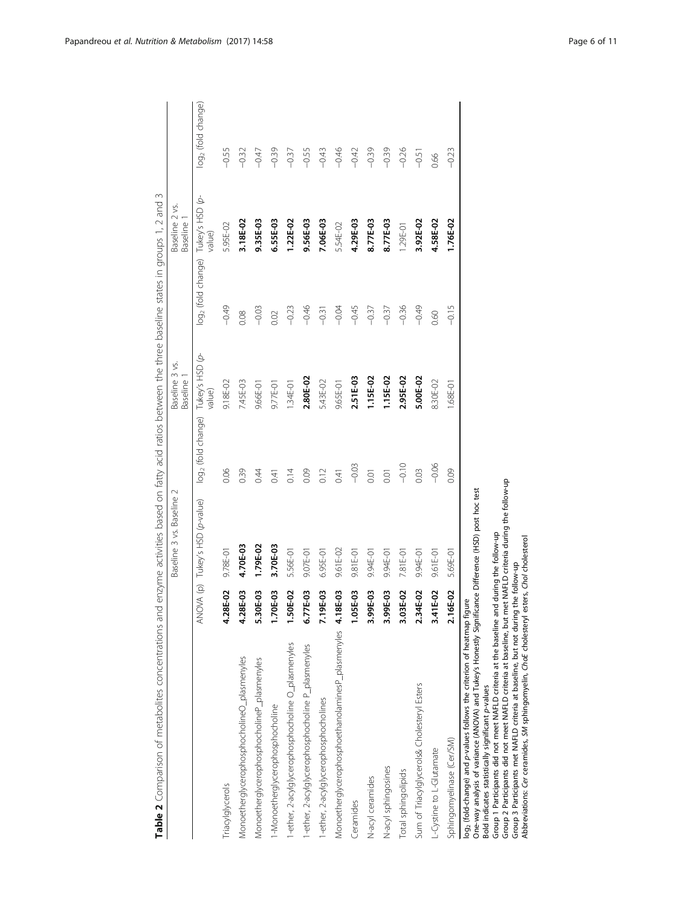**Table 2** Comparison of metabolites concentrations and enzyme activities based on fatty acid ratios between the three baseline states in groups 1, 2 and 3

| | ANOVA (p) | Baseline 3 vs. Baseline 2 | | Baseline 3 vs. Baseline 1 | | Baseline 2 vs. Baseline 1 | |
|---|---|---|---|---|---|---|---|
| | | Tukey's HSD (p-value) | $\log_2$ (fold change) | Tukey's HSD (p-value) | $\log_2$ (fold change) | Tukey's HSD (p-value) | $\log_2$ (fold change) |
| Triacylglycerols | **4.28E-02** | 9.78E-01 | 0.06 | 9.18E-02 | −0.49 | 5.95E-02 | −0.55 |
| MonoetherglycerophosphocholineO_plasmenyles | **4.28E-03** | **4.70E-03** | 0.39 | 7.45E-03 | 0.08 | **3.18E-02** | −0.32 |
| MonoetherglycerophosphocholineP_plasmenyles | **5.30E-03** | **1.79E-02** | 0.44 | 9.66E-01 | −0.03 | **9.35E-03** | −0.47 |
| 1-Monoetherglycerophosphocholine | **1.70E-03** | **3.70E-03** | 0.41 | 9.77E-01 | 0.02 | **6.55E-03** | −0.39 |
| 1-ether, 2-acylglycerophosphocholine O_plasmenyles | **1.50E-02** | 5.56E-01 | 0.14 | 1.34E-01 | −0.23 | **1.22E-02** | −0.37 |
| 1-ether, 2-acylglycerophosphocholine P_plasmenyles | **6.77E-03** | 9.07E-01 | 0.09 | **2.80E-02** | −0.46 | **9.56E-03** | −0.55 |
| 1-ether, 2-acylglycerophosphocholines | **7.19E-03** | 6.95E-01 | 0.12 | 5.43E-02 | −0.31 | **7.06E-03** | −0.43 |
| MonoetherglycerophosphoethanolaminesP_plasmenyles | **4.18E-03** | 9.81E-02 | 0.41 | 9.65E-01 | −0.04 | 5.54E-02 | −0.46 |
| Ceramides | **1.05E-03** | 9.82E-01 | −0.03 | **2.51E-03** | −0.45 | **4.29E-03** | −0.42 |
| N-acyl ceramides | **3.99E-03** | 9.94E-01 | 0.01 | **1.15E-02** | −0.37 | **8.77E-03** | −0.39 |
| N-acyl sphingosines | **3.99E-03** | 9.94E-01 | 0.01 | **1.15E-02** | −0.37 | **8.77E-03** | −0.39 |
| Total sphingolipids | **3.03E-02** | 7.81E-01 | −0.10 | **2.95E-02** | −0.36 | 1.29E-01 | −0.26 |
| Sum of Triacylglycerols& Cholesteryl Esters | **2.34E-02** | 9.94E-01 | 0.03 | **5.00E-02** | −0.49 | **3.92E-02** | −0.51 |
| L-Cystine to L-Glutamate | **3.41E-02** | 9.61E-01 | −0.06 | 8.30E-02 | 0.60 | **4.58E-02** | 0.66 |
| Sphingomyelinase (Cer/SM) | **2.16E-02** | 5.69E-01 | 0.09 | 1.68E-01 | −0.15 | **1.76E-02** | −0.23 |

$\log_2$ (fold-change) and p-values follows the criterion of heatmap figure
One-way analysis of variance (ANOVA) and Tukey's Honestly Significance Difference (HSD) post hoc test
Bold indicates statistically significant p-values
Group 1 Participants did not meet NAFLD criteria at the baseline and during the follow-up
Group 2 Participants did not meet NAFLD criteria at baseline, but met NAFLD criteria during the follow-up
Group 3 Participants met NAFLD criteria at baseline, but not during the follow-up
Abbreviations: *Cer* ceramides, *SM* sphingomyelin, *ChoE* cholesteryl esters, *Chol* cholesterol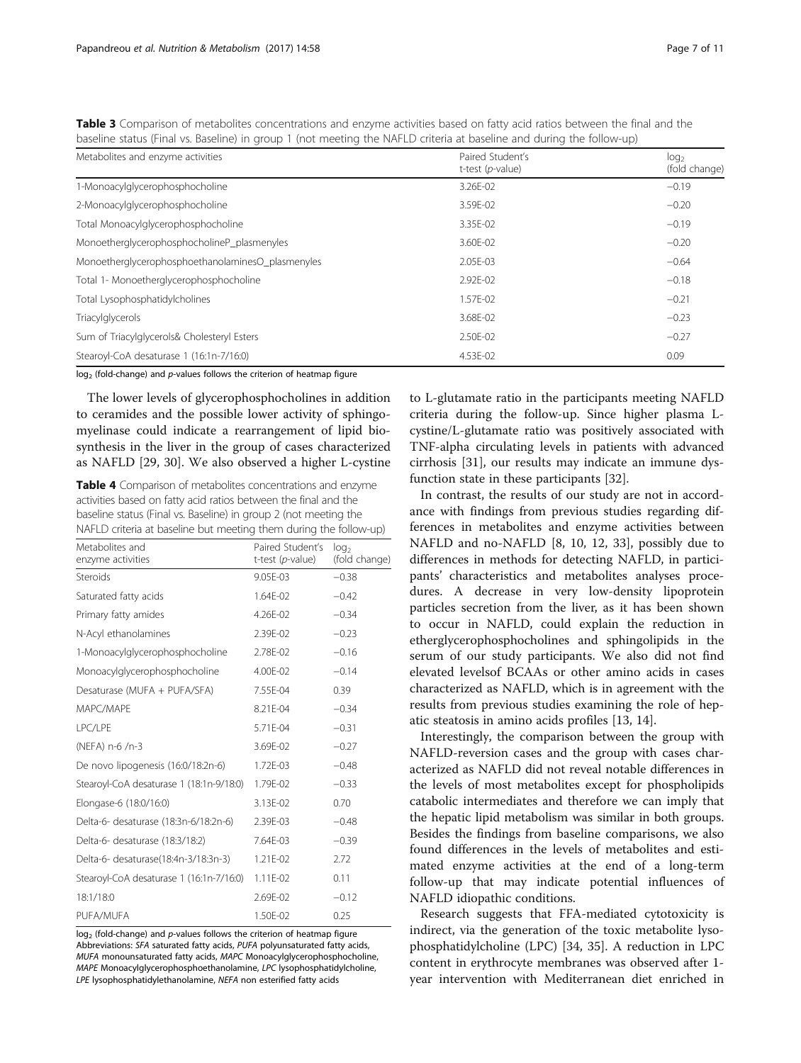**Table 3** Comparison of metabolites concentrations and enzyme activities based on fatty acid ratios between the final and the baseline status (Final vs. Baseline) in group 1 (not meeting the NAFLD criteria at baseline and during the follow-up)

| Metabolites and enzyme activities | Paired Student's t-test (*p*-value) | $\log_2$ (fold change) |
|---|---|---|
| 1-Monoacylglycerophosphocholine | 3.26E-02 | −0.19 |
| 2-Monoacylglycerophosphocholine | 3.59E-02 | −0.20 |
| Total Monoacylglycerophosphocholine | 3.35E-02 | −0.19 |
| MonoetherglycerophosphocholineP_plasmenyles | 3.60E-02 | −0.20 |
| MonoetherglycerophosphoethanolaminesO_plasmenyles | 2.05E-03 | −0.64 |
| Total 1- Monoetherglycerophosphocholine | 2.92E-02 | −0.18 |
| Total Lysophosphatidylcholines | 1.57E-02 | −0.21 |
| Triacylglycerols | 3.68E-02 | −0.23 |
| Sum of Triacylglycerols& Cholesteryl Esters | 2.50E-02 | −0.27 |
| Stearoyl-CoA desaturase 1 (16:1n-7/16:0) | 4.53E-02 | 0.09 |

$\log_2$ (fold-change) and *p*-values follows the criterion of heatmap figure

The lower levels of glycerophosphocholines in addition to ceramides and the possible lower activity of sphingomyelinase could indicate a rearrangement of lipid biosynthesis in the liver in the group of cases characterized as NAFLD [29, 30]. We also observed a higher L-cystine to L-glutamate ratio in the participants meeting NAFLD criteria during the follow-up. Since higher plasma L-cystine/L-glutamate ratio was positively associated with TNF-alpha circulating levels in patients with advanced cirrhosis [31], our results may indicate an immune dysfunction state in these participants [32].

**Table 4** Comparison of metabolites concentrations and enzyme activities based on fatty acid ratios between the final and the baseline status (Final vs. Baseline) in group 2 (not meeting the NAFLD criteria at baseline but meeting them during the follow-up)

| Metabolites and enzyme activities | Paired Student's t-test (*p*-value) | $\log_2$ (fold change) |
|---|---|---|
| Steroids | 9.05E-03 | −0.38 |
| Saturated fatty acids | 1.64E-02 | −0.42 |
| Primary fatty amides | 4.26E-02 | −0.34 |
| N-Acyl ethanolamines | 2.39E-02 | −0.23 |
| 1-Monoacylglycerophosphocholine | 2.78E-02 | −0.16 |
| Monoacylglycerophosphocholine | 4.00E-02 | −0.14 |
| Desaturase (MUFA + PUFA/SFA) | 7.55E-04 | 0.39 |
| MAPC/MAPE | 8.21E-04 | −0.34 |
| LPC/LPE | 5.71E-04 | −0.31 |
| (NEFA) n-6 /n-3 | 3.69E-02 | −0.27 |
| De novo lipogenesis (16:0/18:2n-6) | 1.72E-03 | −0.48 |
| Stearoyl-CoA desaturase 1 (18:1n-9/18:0) | 1.79E-02 | −0.33 |
| Elongase-6 (18:0/16:0) | 3.13E-02 | 0.70 |
| Delta-6- desaturase (18:3n-6/18:2n-6) | 2.39E-03 | −0.48 |
| Delta-6- desaturase (18:3/18:2) | 7.64E-03 | −0.39 |
| Delta-6- desaturase(18:4n-3/18:3n-3) | 1.21E-02 | 2.72 |
| Stearoyl-CoA desaturase 1 (16:1n-7/16:0) | 1.11E-02 | 0.11 |
| 18:1/18:0 | 2.69E-02 | −0.12 |
| PUFA/MUFA | 1.50E-02 | 0.25 |

$\log_2$ (fold-change) and *p*-values follows the criterion of heatmap figure
Abbreviations: *SFA* saturated fatty acids, *PUFA* polyunsaturated fatty acids, *MUFA* monounsaturated fatty acids, *MAPC* Monoacylglycerophosphocholine, *MAPE* Monoacylglycerophosphoethanolamine, *LPC* lysophosphatidylcholine, *LPE* lysophosphatidylethanolamine, *NEFA* non esterified fatty acids

In contrast, the results of our study are not in accordance with findings from previous studies regarding differences in metabolites and enzyme activities between NAFLD and no-NAFLD [8, 10, 12, 33], possibly due to differences in methods for detecting NAFLD, in participants' characteristics and metabolites analyses procedures. A decrease in very low-density lipoprotein particles secretion from the liver, as it has been shown to occur in NAFLD, could explain the reduction in etherglycerophosphocholines and sphingolipids in the serum of our study participants. We also did not find elevated levelsof BCAAs or other amino acids in cases characterized as NAFLD, which is in agreement with the results from previous studies examining the role of hepatic steatosis in amino acids profiles [13, 14].

Interestingly, the comparison between the group with NAFLD-reversion cases and the group with cases characterized as NAFLD did not reveal notable differences in the levels of most metabolites except for phospholipids catabolic intermediates and therefore we can imply that the hepatic lipid metabolism was similar in both groups. Besides the findings from baseline comparisons, we also found differences in the levels of metabolites and estimated enzyme activities at the end of a long-term follow-up that may indicate potential influences of NAFLD idiopathic conditions.

Research suggests that FFA-mediated cytotoxicity is indirect, via the generation of the toxic metabolite lysophosphatidylcholine (LPC) [34, 35]. A reduction in LPC content in erythrocyte membranes was observed after 1-year intervention with Mediterranean diet enriched in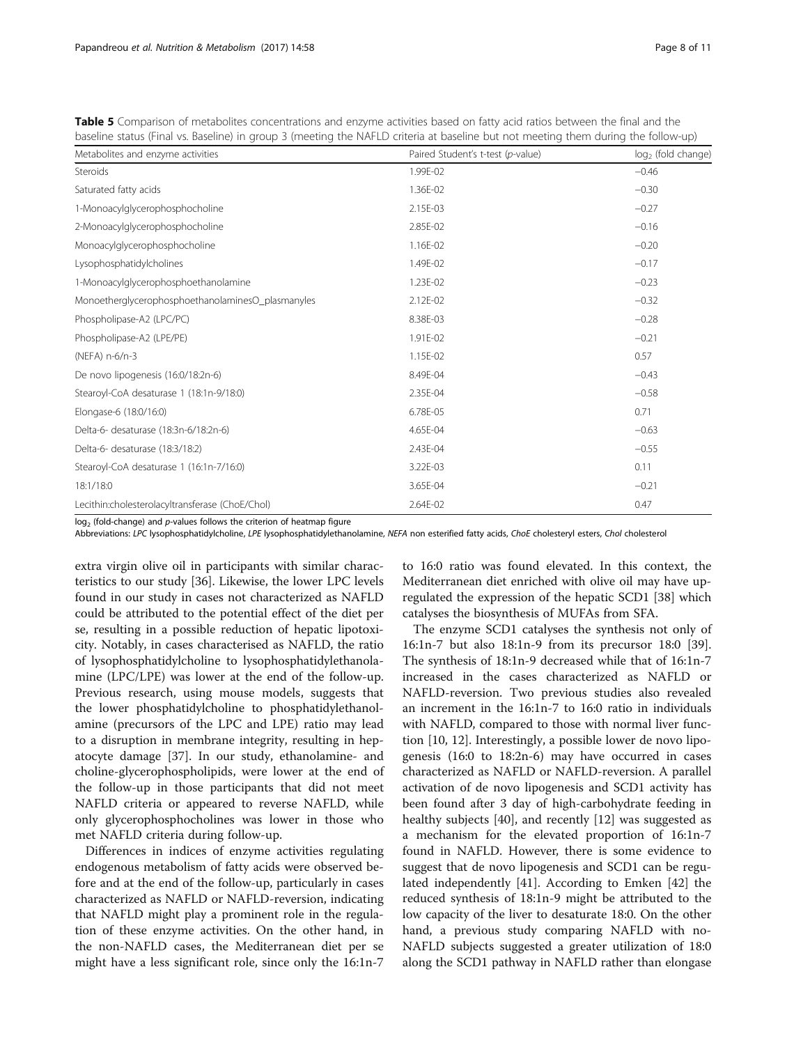**Table 5** Comparison of metabolites concentrations and enzyme activities based on fatty acid ratios between the final and the baseline status (Final vs. Baseline) in group 3 (meeting the NAFLD criteria at baseline but not meeting them during the follow-up)

| Metabolites and enzyme activities | Paired Student's t-test (*p*-value) | $\log_2$ (fold change) |
| --- | --- | --- |
| Steroids | 1.99E-02 | −0.46 |
| Saturated fatty acids | 1.36E-02 | −0.30 |
| 1-Monoacylglycerophosphocholine | 2.15E-03 | −0.27 |
| 2-Monoacylglycerophosphocholine | 2.85E-02 | −0.16 |
| Monoacylglycerophosphocholine | 1.16E-02 | −0.20 |
| Lysophosphatidylcholines | 1.49E-02 | −0.17 |
| 1-Monoacylglycerophosphoethanolamine | 1.23E-02 | −0.23 |
| MonoetherglycerophosphoethanolaminesO_plasmanyles | 2.12E-02 | −0.32 |
| Phospholipase-A2 (LPC/PC) | 8.38E-03 | −0.28 |
| Phospholipase-A2 (LPE/PE) | 1.91E-02 | −0.21 |
| (NEFA) n-6/n-3 | 1.15E-02 | 0.57 |
| De novo lipogenesis (16:0/18:2n-6) | 8.49E-04 | −0.43 |
| Stearoyl-CoA desaturase 1 (18:1n-9/18:0) | 2.35E-04 | −0.58 |
| Elongase-6 (18:0/16:0) | 6.78E-05 | 0.71 |
| Delta-6- desaturase (18:3n-6/18:2n-6) | 4.65E-04 | −0.63 |
| Delta-6- desaturase (18:3/18:2) | 2.43E-04 | −0.55 |
| Stearoyl-CoA desaturase 1 (16:1n-7/16:0) | 3.22E-03 | 0.11 |
| 18:1/18:0 | 3.65E-04 | −0.21 |
| Lecithin:cholesterolacyltransferase (ChoE/Chol) | 2.64E-02 | 0.47 |

$\log_2$ (fold-change) and *p*-values follows the criterion of heatmap figure

Abbreviations: *LPC* lysophosphatidylcholine, *LPE* lysophosphatidylethanolamine, *NEFA* non esterified fatty acids, *ChoE* cholesteryl esters, *Chol* cholesterol

extra virgin olive oil in participants with similar characteristics to our study [36]. Likewise, the lower LPC levels found in our study in cases not characterized as NAFLD could be attributed to the potential effect of the diet per se, resulting in a possible reduction of hepatic lipotoxicity. Notably, in cases characterised as NAFLD, the ratio of lysophosphatidylcholine to lysophosphatidylethanolamine (LPC/LPE) was lower at the end of the follow-up. Previous research, using mouse models, suggests that the lower phosphatidylcholine to phosphatidylethanolamine (precursors of the LPC and LPE) ratio may lead to a disruption in membrane integrity, resulting in hepatocyte damage [37]. In our study, ethanolamine- and choline-glycerophospholipids, were lower at the end of the follow-up in those participants that did not meet NAFLD criteria or appeared to reverse NAFLD, while only glycerophosphocholines was lower in those who met NAFLD criteria during follow-up.

Differences in indices of enzyme activities regulating endogenous metabolism of fatty acids were observed before and at the end of the follow-up, particularly in cases characterized as NAFLD or NAFLD-reversion, indicating that NAFLD might play a prominent role in the regulation of these enzyme activities. On the other hand, in the non-NAFLD cases, the Mediterranean diet per se might have a less significant role, since only the 16:1n-7 to 16:0 ratio was found elevated. In this context, the Mediterranean diet enriched with olive oil may have upregulated the expression of the hepatic SCD1 [38] which catalyses the biosynthesis of MUFAs from SFA.

The enzyme SCD1 catalyses the synthesis not only of 16:1n-7 but also 18:1n-9 from its precursor 18:0 [39]. The synthesis of 18:1n-9 decreased while that of 16:1n-7 increased in the cases characterized as NAFLD or NAFLD-reversion. Two previous studies also revealed an increment in the 16:1n-7 to 16:0 ratio in individuals with NAFLD, compared to those with normal liver function [10, 12]. Interestingly, a possible lower de novo lipogenesis (16:0 to 18:2n-6) may have occurred in cases characterized as NAFLD or NAFLD-reversion. A parallel activation of de novo lipogenesis and SCD1 activity has been found after 3 day of high-carbohydrate feeding in healthy subjects [40], and recently [12] was suggested as a mechanism for the elevated proportion of 16:1n-7 found in NAFLD. However, there is some evidence to suggest that de novo lipogenesis and SCD1 can be regulated independently [41]. According to Emken [42] the reduced synthesis of 18:1n-9 might be attributed to the low capacity of the liver to desaturate 18:0. On the other hand, a previous study comparing NAFLD with no-NAFLD subjects suggested a greater utilization of 18:0 along the SCD1 pathway in NAFLD rather than elongase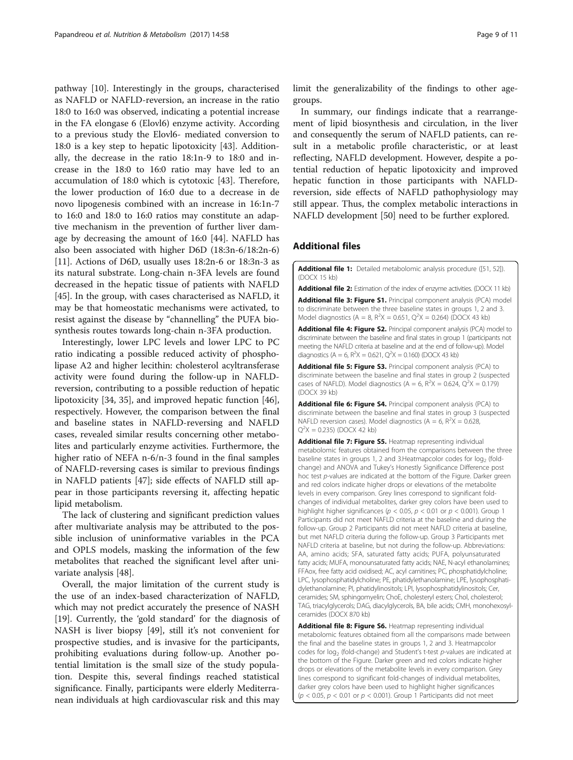pathway [10]. Interestingly in the groups, characterised as NAFLD or NAFLD-reversion, an increase in the ratio 18:0 to 16:0 was observed, indicating a potential increase in the FA elongase 6 (Elovl6) enzyme activity. According to a previous study the Elovl6- mediated conversion to 18:0 is a key step to hepatic lipotoxicity [43]. Additionally, the decrease in the ratio 18:1n-9 to 18:0 and increase in the 18:0 to 16:0 ratio may have led to an accumulation of 18:0 which is cytotoxic [43]. Therefore, the lower production of 16:0 due to a decrease in de novo lipogenesis combined with an increase in 16:1n-7 to 16:0 and 18:0 to 16:0 ratios may constitute an adaptive mechanism in the prevention of further liver damage by decreasing the amount of 16:0 [44]. NAFLD has also been associated with higher D6D (18:3n-6/18:2n-6) [11]. Actions of D6D, usually uses 18:2n-6 or 18:3n-3 as its natural substrate. Long-chain n-3FA levels are found decreased in the hepatic tissue of patients with NAFLD [45]. In the group, with cases characterised as NAFLD, it may be that homeostatic mechanisms were activated, to resist against the disease by "channelling" the PUFA biosynthesis routes towards long-chain n-3FA production.

Interestingly, lower LPC levels and lower LPC to PC ratio indicating a possible reduced activity of phospholipase A2 and higher lecithin: cholesterol acyltransferase activity were found during the follow-up in NAFLD-reversion, contributing to a possible reduction of hepatic lipotoxicity [34, 35], and improved hepatic function [46], respectively. However, the comparison between the final and baseline states in NAFLD-reversing and NAFLD cases, revealed similar results concerning other metabolites and particularly enzyme activities. Furthermore, the higher ratio of NEFA n-6/n-3 found in the final samples of NAFLD-reversing cases is similar to previous findings in NAFLD patients [47]; side effects of NAFLD still appear in those participants reversing it, affecting hepatic lipid metabolism.

The lack of clustering and significant prediction values after multivariate analysis may be attributed to the possible inclusion of uninformative variables in the PCA and OPLS models, masking the information of the few metabolites that reached the significant level after univariate analysis [48].

Overall, the major limitation of the current study is the use of an index-based characterization of NAFLD, which may not predict accurately the presence of NASH [19]. Currently, the 'gold standard' for the diagnosis of NASH is liver biopsy [49], still it's not convenient for prospective studies, and is invasive for the participants, prohibiting evaluations during follow-up. Another potential limitation is the small size of the study population. Despite this, several findings reached statistical significance. Finally, participants were elderly Mediterranean individuals at high cardiovascular risk and this may limit the generalizability of the findings to other age-groups.

In summary, our findings indicate that a rearrangement of lipid biosynthesis and circulation, in the liver and consequently the serum of NAFLD patients, can result in a metabolic profile characteristic, or at least reflecting, NAFLD development. However, despite a potential reduction of hepatic lipotoxicity and improved hepatic function in those participants with NAFLD-reversion, side effects of NAFLD pathophysiology may still appear. Thus, the complex metabolic interactions in NAFLD development [50] need to be further explored.

## Additional files

**Additional file 1:** Detailed metabolomic analysis procedure ([51, 52]). (DOCX 15 kb)

**Additional file 2:** Estimation of the index of enzyme activities. (DOCX 11 kb)

**Additional file 3: Figure S1.** Principal component analysis (PCA) model to discriminate between the three baseline states in groups 1, 2 and 3. Model diagnostics (A = 8, $R^2X = 0.651$, $Q^2X = 0.264$) (DOCX 43 kb)

**Additional file 4: Figure S2.** Principal component analysis (PCA) model to discriminate between the baseline and final states in group 1 (participants not meeting the NAFLD criteria at baseline and at the end of follow-up). Model diagnostics (A = 6, $R^2X = 0.621$, $Q^2X = 0.160$) (DOCX 43 kb)

**Additional file 5: Figure S3.** Principal component analysis (PCA) to discriminate between the baseline and final states in group 2 (suspected cases of NAFLD). Model diagnostics (A = 6, $R^2X = 0.624$, $Q^2X = 0.179$) (DOCX 39 kb)

**Additional file 6: Figure S4.** Principal component analysis (PCA) to discriminate between the baseline and final states in group 3 (suspected NAFLD reversion cases). Model diagnostics (A = 6, $R^2X = 0.628$, $Q^2X = 0.235$) (DOCX 42 kb)

**Additional file 7: Figure S5.** Heatmap representing individual metabolomic features obtained from the comparisons between the three baseline states in groups 1, 2 and 3.Heatmapcolor codes for $\log_2$ (fold-change) and ANOVA and Tukey's Honestly Significance Difference post hoc test *p*-values are indicated at the bottom of the Figure. Darker green and red colors indicate higher drops or elevations of the metabolite levels in every comparison. Grey lines correspond to significant fold-changes of individual metabolites, darker grey colors have been used to highlight higher significances ($p < 0.05$, $p < 0.01$ or $p < 0.001$). Group 1 Participants did not meet NAFLD criteria at the baseline and during the follow-up. Group 2 Participants did not meet NAFLD criteria at baseline, but met NAFLD criteria during the follow-up. Group 3 Participants met NAFLD criteria at baseline, but not during the follow-up. Abbreviations: AA, amino acids; SFA, saturated fatty acids; PUFA, polyunsaturated fatty acids; MUFA, monounsaturated fatty acids; NAE, N-acyl ethanolamines; FFAox, free fatty acid oxidised; AC, acyl carnitines; PC, phosphatidylcholine; LPC, lysophosphatidylcholine; PE, phatidylethanolamine; LPE, lysophosphatidylethanolamine; PI, phatidylinositols; LPI, lysophosphatidylinositols; Cer, ceramides; SM, sphingomyelin; ChoE, cholesteryl esters; Chol, cholesterol; TAG, triacylglycerols; DAG, diacylglycerols, BA, bile acids; CMH, monohexosylceramides (DOCX 870 kb)

**Additional file 8: Figure S6.** Heatmap representing individual metabolomic features obtained from all the comparisons made between the final and the baseline states in groups 1, 2 and 3. Heatmapcolor codes for $\log_2$ (fold-change) and Student's t-test *p*-values are indicated at the bottom of the Figure. Darker green and red colors indicate higher drops or elevations of the metabolite levels in every comparison. Grey lines correspond to significant fold-changes of individual metabolites, darker grey colors have been used to highlight higher significances ($p < 0.05$, $p < 0.01$ or $p < 0.001$). Group 1 Participants did not meet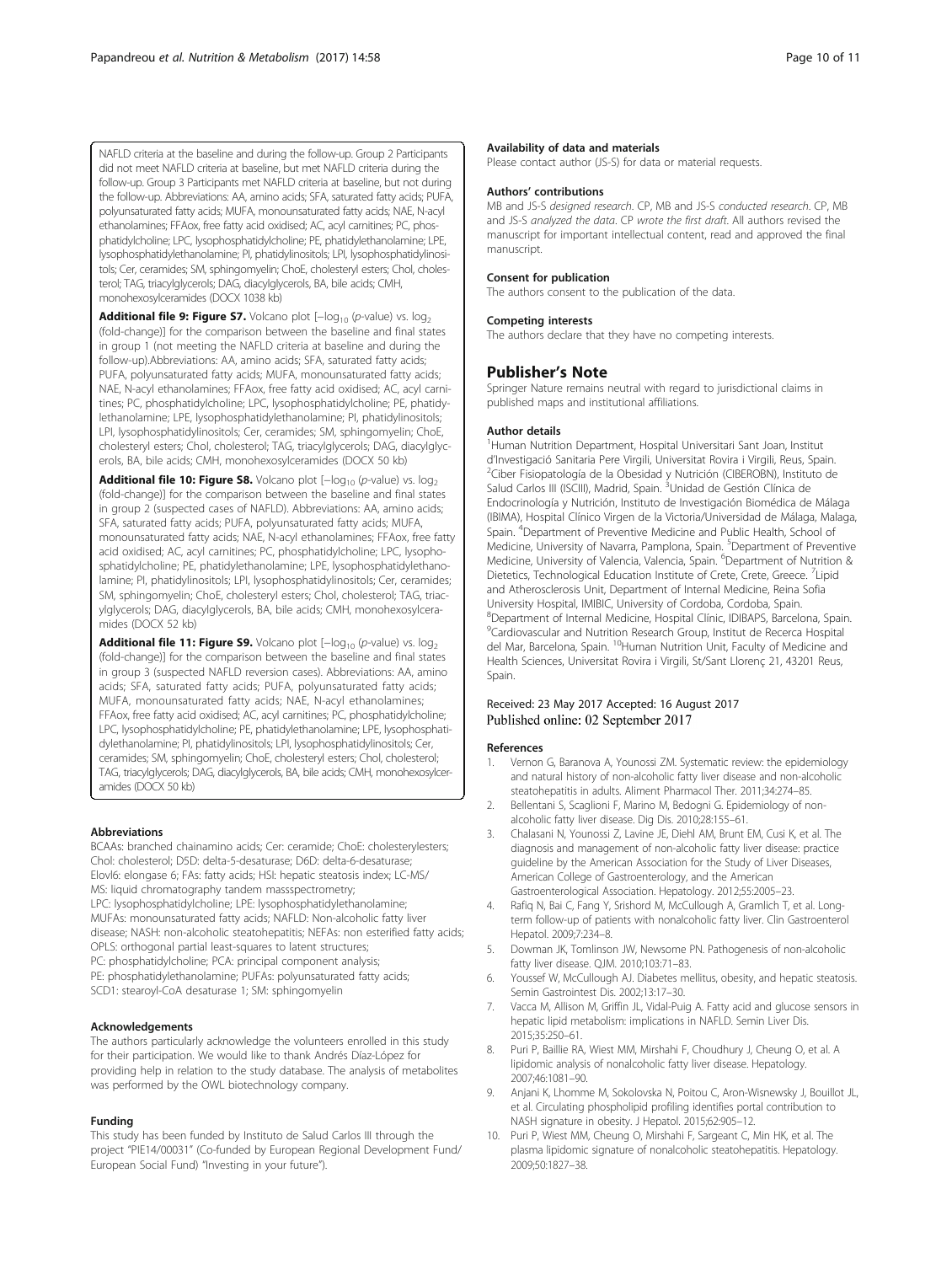NAFLD criteria at the baseline and during the follow-up. Group 2 Participants did not meet NAFLD criteria at baseline, but met NAFLD criteria during the follow-up. Group 3 Participants met NAFLD criteria at baseline, but not during the follow-up. Abbreviations: AA, amino acids; SFA, saturated fatty acids; PUFA, polyunsaturated fatty acids; MUFA, monounsaturated fatty acids; NAE, N-acyl ethanolamines; FFAox, free fatty acid oxidised; AC, acyl carnitines; PC, phosphatidylcholine; LPC, lysophosphatidylcholine; PE, phatidylethanolamine; LPE, lysophosphatidylethanolamine; PI, phatidylinositols; LPI, lysophosphatidylinositols; Cer, ceramides; SM, sphingomyelin; ChoE, cholesteryl esters; Chol, cholesterol; TAG, triacylglycerols; DAG, diacylglycerols, BA, bile acids; CMH, monohexosylceramides (DOCX 1038 kb)

**Additional file 9: Figure S7.** Volcano plot [$-\log_{10}$ (*p*-value) vs. $\log_2$ (fold-change)] for the comparison between the baseline and final states in group 1 (not meeting the NAFLD criteria at baseline and during the follow-up).Abbreviations: AA, amino acids; SFA, saturated fatty acids; PUFA, polyunsaturated fatty acids; MUFA, monounsaturated fatty acids; NAE, N-acyl ethanolamines; FFAox, free fatty acid oxidised; AC, acyl carnitines; PC, phosphatidylcholine; LPC, lysophosphatidylcholine; PE, phatidylethanolamine; LPE, lysophosphatidylethanolamine; PI, phatidylinositols; LPI, lysophosphatidylinositols; Cer, ceramides; SM, sphingomyelin; ChoE, cholesteryl esters; Chol, cholesterol; TAG, triacylglycerols; DAG, diacylglycerols, BA, bile acids; CMH, monohexosylceramides (DOCX 50 kb)

**Additional file 10: Figure S8.** Volcano plot [$-\log_{10}$ (*p*-value) vs. $\log_2$ (fold-change)] for the comparison between the baseline and final states in group 2 (suspected cases of NAFLD). Abbreviations: AA, amino acids; SFA, saturated fatty acids; PUFA, polyunsaturated fatty acids; MUFA, monounsaturated fatty acids; NAE, N-acyl ethanolamines; FFAox, free fatty acid oxidised; AC, acyl carnitines; PC, phosphatidylcholine; LPC, lysophosphatidylcholine; PE, phatidylethanolamine; LPE, lysophosphatidylethanolamine; PI, phatidylinositols; LPI, lysophosphatidylinositols; Cer, ceramides; SM, sphingomyelin; ChoE, cholesteryl esters; Chol, cholesterol; TAG, triacylglycerols; DAG, diacylglycerols, BA, bile acids; CMH, monohexosylceramides (DOCX 52 kb)

**Additional file 11: Figure S9.** Volcano plot [$-\log_{10}$ (*p*-value) vs. $\log_2$ (fold-change)] for the comparison between the baseline and final states in group 3 (suspected NAFLD reversion cases). Abbreviations: AA, amino acids; SFA, saturated fatty acids; PUFA, polyunsaturated fatty acids; MUFA, monounsaturated fatty acids; NAE, N-acyl ethanolamines; FFAox, free fatty acid oxidised; AC, acyl carnitines; PC, phosphatidylcholine; LPC, lysophosphatidylcholine; PE, phatidylethanolamine; LPE, lysophosphatidylethanolamine; PI, phatidylinositols; LPI, lysophosphatidylinositols; Cer, ceramides; SM, sphingomyelin; ChoE, cholesteryl esters; Chol, cholesterol; TAG, triacylglycerols; DAG, diacylglycerols, BA, bile acids; CMH, monohexosylceramides (DOCX 50 kb)

#### Abbreviations

BCAAs: branched chainamino acids; Cer: ceramide; ChoE: cholesterylesters; Chol: cholesterol; D5D: delta-5-desaturase; D6D: delta-6-desaturase; Elovl6: elongase 6; FAs: fatty acids; HSI: hepatic steatosis index; LC-MS/MS: liquid chromatography tandem massspectrometry; LPC: lysophosphatidylcholine; LPE: lysophosphatidylethanolamine; MUFAs: monounsaturated fatty acids; NAFLD: Non-alcoholic fatty liver disease; NASH: non-alcoholic steatohepatitis; NEFAs: non esterified fatty acids; OPLS: orthogonal partial least-squares to latent structures; PC: phosphatidylcholine; PCA: principal component analysis; PE: phosphatidylethanolamine; PUFAs: polyunsaturated fatty acids; SCD1: stearoyl-CoA desaturase 1; SM: sphingomyelin

#### Acknowledgements

The authors particularly acknowledge the volunteers enrolled in this study for their participation. We would like to thank Andrés Díaz-López for providing help in relation to the study database. The analysis of metabolites was performed by the OWL biotechnology company.

#### Funding

This study has been funded by Instituto de Salud Carlos III through the project "PIE14/00031" (Co-funded by European Regional Development Fund/ European Social Fund) "Investing in your future").

#### Availability of data and materials

Please contact author (JS-S) for data or material requests.

#### Authors' contributions

MB and JS-S *designed research*. CP, MB and JS-S *conducted research*. CP, MB and JS-S *analyzed the data*. CP *wrote the first draft*. All authors revised the manuscript for important intellectual content, read and approved the final manuscript.

#### Consent for publication

The authors consent to the publication of the data.

#### Competing interests

The authors declare that they have no competing interests.

## Publisher's Note

Springer Nature remains neutral with regard to jurisdictional claims in published maps and institutional affiliations.

#### Author details

[1]Human Nutrition Department, Hospital Universitari Sant Joan, Institut d'Investigació Sanitaria Pere Virgili, Universitat Rovira i Virgili, Reus, Spain. [2]Ciber Fisiopatología de la Obesidad y Nutrición (CIBEROBN), Instituto de Salud Carlos III (ISCIII), Madrid, Spain. [3]Unidad de Gestión Clínica de Endocrinología y Nutrición, Instituto de Investigación Biomédica de Málaga (IBIMA), Hospital Clínico Virgen de la Victoria/Universidad de Málaga, Malaga, Spain. [4]Department of Preventive Medicine and Public Health, School of Medicine, University of Navarra, Pamplona, Spain. [5]Department of Preventive Medicine, University of Valencia, Valencia, Spain. [6]Department of Nutrition & Dietetics, Technological Education Institute of Crete, Crete, Greece. [7]Lipid and Atherosclerosis Unit, Department of Internal Medicine, Reina Sofia University Hospital, IMIBIC, University of Cordoba, Cordoba, Spain. [8]Department of Internal Medicine, Hospital Clínic, IDIBAPS, Barcelona, Spain. [9]Cardiovascular and Nutrition Research Group, Institut de Recerca Hospital del Mar, Barcelona, Spain. [10]Human Nutrition Unit, Faculty of Medicine and Health Sciences, Universitat Rovira i Virgili, St/Sant Llorenç 21, 43201 Reus, Spain.

Received: 23 May 2017 Accepted: 16 August 2017
Published online: 02 September 2017

#### References

1. Vernon G, Baranova A, Younossi ZM. Systematic review: the epidemiology and natural history of non-alcoholic fatty liver disease and non-alcoholic steatohepatitis in adults. Aliment Pharmacol Ther. 2011;34:274–85.
2. Bellentani S, Scaglioni F, Marino M, Bedogni G. Epidemiology of non-alcoholic fatty liver disease. Dig Dis. 2010;28:155–61.
3. Chalasani N, Younossi Z, Lavine JE, Diehl AM, Brunt EM, Cusi K, et al. The diagnosis and management of non-alcoholic fatty liver disease: practice guideline by the American Association for the Study of Liver Diseases, American College of Gastroenterology, and the American Gastroenterological Association. Hepatology. 2012;55:2005–23.
4. Rafiq N, Bai C, Fang Y, Srishord M, McCullough A, Gramlich T, et al. Long-term follow-up of patients with nonalcoholic fatty liver. Clin Gastroenterol Hepatol. 2009;7:234–8.
5. Dowman JK, Tomlinson JW, Newsome PN. Pathogenesis of non-alcoholic fatty liver disease. QJM. 2010;103:71–83.
6. Youssef W, McCullough AJ. Diabetes mellitus, obesity, and hepatic steatosis. Semin Gastrointest Dis. 2002;13:17–30.
7. Vacca M, Allison M, Griffin JL, Vidal-Puig A. Fatty acid and glucose sensors in hepatic lipid metabolism: implications in NAFLD. Semin Liver Dis. 2015;35:250–61.
8. Puri P, Baillie RA, Wiest MM, Mirshahi F, Choudhury J, Cheung O, et al. A lipidomic analysis of nonalcoholic fatty liver disease. Hepatology. 2007;46:1081–90.
9. Anjani K, Lhomme M, Sokolovska N, Poitou C, Aron-Wisnewsky J, Bouillot JL, et al. Circulating phospholipid profiling identifies portal contribution to NASH signature in obesity. J Hepatol. 2015;62:905–12.
10. Puri P, Wiest MM, Cheung O, Mirshahi F, Sargeant C, Min HK, et al. The plasma lipidomic signature of nonalcoholic steatohepatitis. Hepatology. 2009;50:1827–38.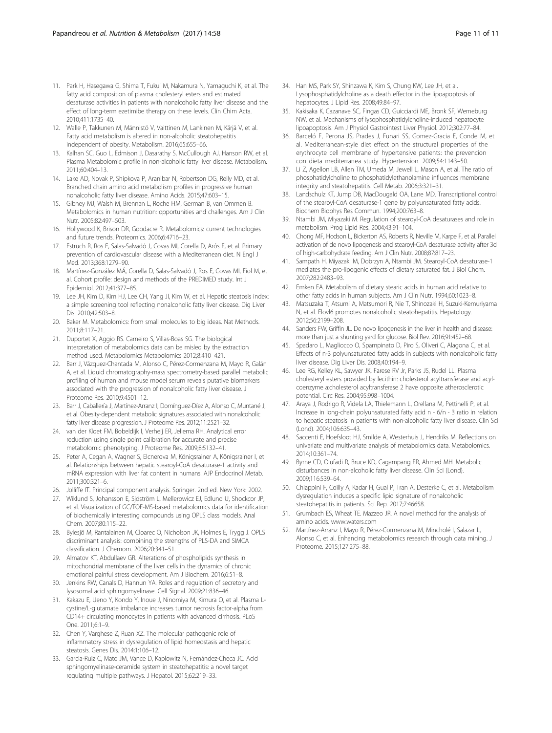11. Park H, Hasegawa G, Shima T, Fukui M, Nakamura N, Yamaguchi K, et al. The fatty acid composition of plasma cholesteryl esters and estimated desaturase activities in patients with nonalcoholic fatty liver disease and the effect of long-term ezetimibe therapy on these levels. Clin Chim Acta. 2010;411:1735–40.
12. Walle P, Takkunen M, Männistö V, Vaittinen M, Lankinen M, Kärjä V, et al. Fatty acid metabolism is altered in non-alcoholic steatohepatitis independent of obesity. Metabolism. 2016;65:655–66.
13. Kalhan SC, Guo L, Edmison J, Dasarathy S, McCullough AJ, Hanson RW, et al. Plasma Metabolomic profile in non-alcoholic fatty liver disease. Metabolism. 2011;60:404–13.
14. Lake AD, Novak P, Shipkova P, Aranibar N, Robertson DG, Reily MD, et al. Branched chain amino acid metabolism profiles in progressive human nonalcoholic fatty liver disease. Amino Acids. 2015;47:603–15.
15. Gibney MJ, Walsh M, Brennan L, Roche HM, German B, van Ommen B. Metabolomics in human nutrition: opportunities and challenges. Am J Clin Nutr. 2005;82:497–503.
16. Hollywood K, Brison DR, Goodacre R. Metabolomics: current technologies and future trends. Proteomics. 2006;6:4716–23.
17. Estruch R, Ros E, Salas-Salvadó J, Covas MI, Corella D, Arós F, et al. Primary prevention of cardiovascular disease with a Mediterranean diet. N Engl J Med. 2013;368:1279–90.
18. Martínez-González MÁ, Corella D, Salas-Salvadó J, Ros E, Covas MI, Fiol M, et al. Cohort profile: design and methods of the PREDIMED study. Int J Epidemiol. 2012;41:377–85.
19. Lee JH, Kim D, Kim HJ, Lee CH, Yang JI, Kim W, et al. Hepatic steatosis index: a simple screening tool reflecting nonalcoholic fatty liver disease. Dig Liver Dis. 2010;42:503–8.
20. Baker M. Metabolomics: from small molecules to big ideas. Nat Methods. 2011;8:117–21.
21. Duportet X, Aggio RS. Carneiro S, Villas-Boas SG. The biological interpretation of metabolomics data can be misled by the extraction method used. Metabolomics Metabolomics 2012;8:410–421.
22. Barr J, Vázquez-Chantada M, Alonso C, Pérez-Cormenzana M, Mayo R, Galán A, et al. Liquid chromatography-mass spectrometry-based parallel metabolic profiling of human and mouse model serum reveals putative biomarkers associated with the progression of nonalcoholic fatty liver disease. J Proteome Res. 2010;9:4501–12.
23. Barr J, Caballería J, Martínez-Arranz I, Domínguez-Díez A, Alonso C, Muntané J, et al. Obesity-dependent metabolic signatures associated with nonalcoholic fatty liver disease progression. J Proteome Res. 2012;11:2521–32.
24. van der Kloet FM, Bobeldijk I, Verheij ER, Jellema RH. Analytical error reduction using single point calibration for accurate and precise metabolomic phenotyping. J Proteome Res. 2009;8:5132–41.
25. Peter A, Cegan A, Wagner S, Elcnerova M, Königsrainer A, Königsrainer I, et al. Relationships between hepatic stearoyl-CoA desaturase-1 activity and mRNA expression with liver fat content in humans. AJP Endocrinol Metab. 2011;300:321–6.
26. Jolliffe IT. Principal component analysis. Springer. 2nd ed. New York: 2002.
27. Wiklund S, Johansson E, Sjöström L, Mellerowicz EJ, Edlund U, Shockcor JP, et al. Visualization of GC/TOF-MS-based metabolomics data for identification of biochemically interesting compounds using OPLS class models. Anal Chem. 2007;80:115–22.
28. Bylesjö M, Rantalainen M, Cloarec O, Nicholson JK, Holmes E, Trygg J. OPLS discriminant analysis: combining the strengths of PLS-DA and SIMCA classification. J Chemom. 2006;20:341–51.
29. Almatov KT, Abdullaev GR. Alterations of phospholipids synthesis in mitochondrial membrane of the liver cells in the dynamics of chronic emotional painful stress development. Am J Biochem. 2016;6:51–8.
30. Jenkins RW, Canals D, Hannun YA. Roles and regulation of secretory and lysosomal acid sphingomyelinase. Cell Signal. 2009;21:836–46.
31. Kakazu E, Ueno Y, Kondo Y, Inoue J, Ninomiya M, Kimura O, et al. Plasma L-cystine/L-glutamate imbalance increases tumor necrosis factor-alpha from CD14+ circulating monocytes in patients with advanced cirrhosis. PLoS One. 2011;6:1–9.
32. Chen Y, Varghese Z, Ruan XZ. The molecular pathogenic role of inflammatory stress in dysregulation of lipid homeostasis and hepatic steatosis. Genes Dis. 2014;1:106–12.
33. Garcia-Ruiz C, Mato JM, Vance D, Kaplowitz N, Fernández-Checa JC. Acid sphingomyelinase-ceramide system in steatohepatitis: a novel target regulating multiple pathways. J Hepatol. 2015;62:219–33.
34. Han MS, Park SY, Shinzawa K, Kim S, Chung KW, Lee JH, et al. Lysophosphatidylcholine as a death effector in the lipoapoptosis of hepatocytes. J Lipid Res. 2008;49:84–97.
35. Kakisaka K, Cazanave SC, Fingas CD, Guicciardi ME, Bronk SF, Werneburg NW, et al. Mechanisms of lysophosphatidylcholine-induced hepatocyte lipoapoptosis. Am J Physiol Gastrointest Liver Physiol. 2012;302:77–84.
36. Barceló F, Perona JS, Prades J, Funari SS, Gomez-Gracia E, Conde M, et al. Mediterranean-style diet effect on the structural properties of the erythrocyte cell membrane of hypertensive patients: the prevencion con dieta mediterranea study. Hypertension. 2009;54:1143–50.
37. Li Z, Agellon LB, Allen TM, Umeda M, Jewell L, Mason A, et al. The ratio of phosphatidylcholine to phosphatidylethanolamine influences membrane integrity and steatohepatitis. Cell Metab. 2006;3:321–31.
38. Landschulz KT, Jump DB, MacDougald OA, Lane MD. Transcriptional control of the stearoyl-CoA desaturase-1 gene by polyunsaturated fatty acids. Biochem Biophys Res Commun. 1994;200:763–8.
39. Ntambi JM, Miyazaki M. Regulation of stearoyl-CoA desaturases and role in metabolism. Prog Lipid Res. 2004;43:91–104.
40. Chong MF, Hodson L, Bickerton AS, Roberts R, Neville M, Karpe F, et al. Parallel activation of de novo lipogenesis and stearoyl-CoA desaturase activity after 3d of high-carbohydrate feeding. Am J Clin Nutr. 2008;87:817–23.
41. Sampath H, Miyazaki M, Dobrzyn A, Ntambi JM. Stearoyl-CoA desaturase-1 mediates the pro-lipogenic effects of dietary saturated fat. J Biol Chem. 2007;282:2483–93.
42. Emken EA. Metabolism of dietary stearic acids in human acid relative to other fatty acids in human subjects. Am J Clin Nutr. 1994;60:1023–8.
43. Matsuzaka T, Atsumi A, Matsumori R, Nie T, Shinozaki H, Suzuki-Kemuriyama N, et al. Elovl6 promotes nonalcoholic steatohepatitis. Hepatology. 2012;56:2199–208.
44. Sanders FW, Griffin JL. De novo lipogenesis in the liver in health and disease: more than just a shunting yard for glucose. Biol Rev. 2016;91:452–68.
45. Spadaro L, Magliocco O, Spampinato D, Piro S, Oliveri C, Alagona C, et al. Effects of n-3 polyunsaturated fatty acids in subjects with nonalcoholic fatty liver disease. Dig Liver Dis. 2008;40:194–9.
46. Lee RG, Kelley KL, Sawyer JK, Farese RV Jr, Parks JS, Rudel LL. Plasma cholesteryl esters provided by lecithin: cholesterol acyltransferase and acyl-coenzyme a:cholesterol acyltransferase 2 have opposite atherosclerotic potential. Circ Res. 2004;95:998–1004.
47. Araya J, Rodrigo R, Videla LA, Thielemann L, Orellana M, Pettinelli P, et al. Increase in long-chain polyunsaturated fatty acid n - 6/n - 3 ratio in relation to hepatic steatosis in patients with non-alcoholic fatty liver disease. Clin Sci (Lond). 2004;106:635–43.
48. Saccenti E, Hoefsloot HJ, Smilde A, Westerhuis J, Hendriks M. Reflections on univariate and multivariate analysis of metabolomics data. Metabolomics. 2014;10:361–74.
49. Byrne CD, Olufadi R, Bruce KD, Cagampang FR, Ahmed MH. Metabolic disturbances in non-alcoholic fatty liver disease. Clin Sci (Lond). 2009;116:539–64.
50. Chiappini F, Coilly A, Kadar H, Gual P, Tran A, Desterke C, et al. Metabolism dysregulation induces a specific lipid signature of nonalcoholic steatohepatitis in patients. Sci Rep. 2017;7:46658.
51. Grumbach ES, Wheat TE. Mazzeo JR. A novel method for the analysis of amino acids. www.waters.com
52. Martínez-Arranz I, Mayo R, Pérez-Cormenzana M, Mincholé I, Salazar L, Alonso C, et al. Enhancing metabolomics research through data mining. J Proteome. 2015;127:275–88.